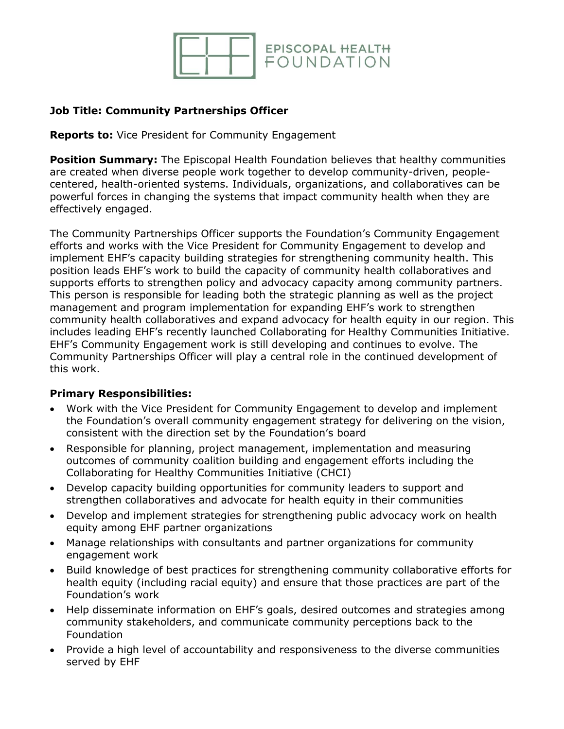EPISCOPAL HEALTH FOUNDATION

**Job Title: Community Partnerships Officer**

**Reports to:** Vice President for Community Engagement

**Position Summary:** The Episcopal Health Foundation believes that healthy communities are created when diverse people work together to develop community-driven, people-centered, health-oriented systems. Individuals, organizations, and collaboratives can be powerful forces in changing the systems that impact community health when they are effectively engaged.

The Community Partnerships Officer supports the Foundation's Community Engagement efforts and works with the Vice President for Community Engagement to develop and implement EHF's capacity building strategies for strengthening community health. This position leads EHF's work to build the capacity of community health collaboratives and supports efforts to strengthen policy and advocacy capacity among community partners. This person is responsible for leading both the strategic planning as well as the project management and program implementation for expanding EHF's work to strengthen community health collaboratives and expand advocacy for health equity in our region. This includes leading EHF's recently launched Collaborating for Healthy Communities Initiative. EHF's Community Engagement work is still developing and continues to evolve. The Community Partnerships Officer will play a central role in the continued development of this work.

**Primary Responsibilities:**

- Work with the Vice President for Community Engagement to develop and implement the Foundation's overall community engagement strategy for delivering on the vision, consistent with the direction set by the Foundation's board
- Responsible for planning, project management, implementation and measuring outcomes of community coalition building and engagement efforts including the Collaborating for Healthy Communities Initiative (CHCI)
- Develop capacity building opportunities for community leaders to support and strengthen collaboratives and advocate for health equity in their communities
- Develop and implement strategies for strengthening public advocacy work on health equity among EHF partner organizations
- Manage relationships with consultants and partner organizations for community engagement work
- Build knowledge of best practices for strengthening community collaborative efforts for health equity (including racial equity) and ensure that those practices are part of the Foundation's work
- Help disseminate information on EHF's goals, desired outcomes and strategies among community stakeholders, and communicate community perceptions back to the Foundation
- Provide a high level of accountability and responsiveness to the diverse communities served by EHF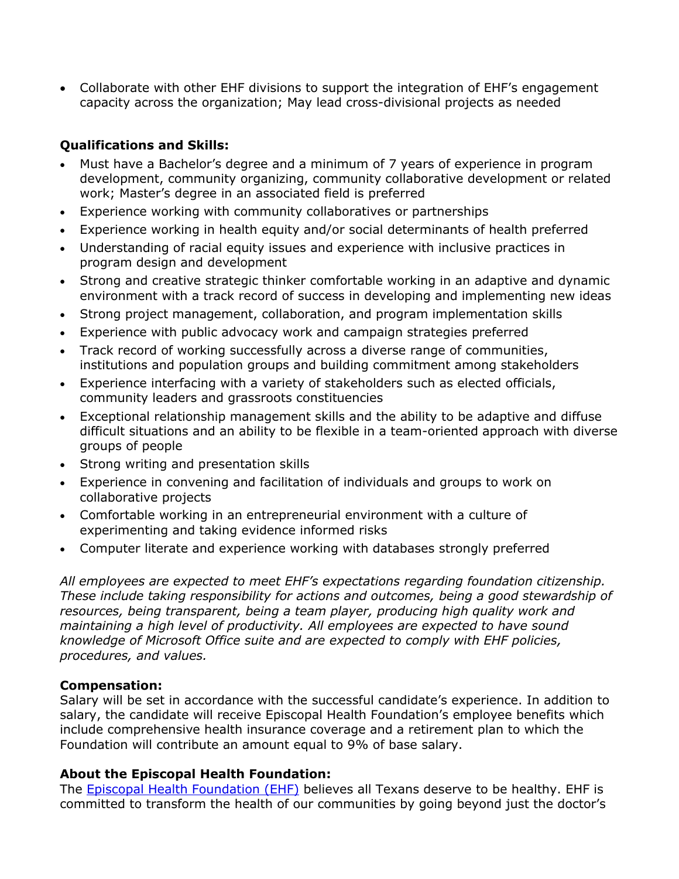- Collaborate with other EHF divisions to support the integration of EHF's engagement capacity across the organization; May lead cross-divisional projects as needed

**Qualifications and Skills:**

- Must have a Bachelor's degree and a minimum of 7 years of experience in program development, community organizing, community collaborative development or related work; Master's degree in an associated field is preferred
- Experience working with community collaboratives or partnerships
- Experience working in health equity and/or social determinants of health preferred
- Understanding of racial equity issues and experience with inclusive practices in program design and development
- Strong and creative strategic thinker comfortable working in an adaptive and dynamic environment with a track record of success in developing and implementing new ideas
- Strong project management, collaboration, and program implementation skills
- Experience with public advocacy work and campaign strategies preferred
- Track record of working successfully across a diverse range of communities, institutions and population groups and building commitment among stakeholders
- Experience interfacing with a variety of stakeholders such as elected officials, community leaders and grassroots constituencies
- Exceptional relationship management skills and the ability to be adaptive and diffuse difficult situations and an ability to be flexible in a team-oriented approach with diverse groups of people
- Strong writing and presentation skills
- Experience in convening and facilitation of individuals and groups to work on collaborative projects
- Comfortable working in an entrepreneurial environment with a culture of experimenting and taking evidence informed risks
- Computer literate and experience working with databases strongly preferred

*All employees are expected to meet EHF's expectations regarding foundation citizenship. These include taking responsibility for actions and outcomes, being a good stewardship of resources, being transparent, being a team player, producing high quality work and maintaining a high level of productivity. All employees are expected to have sound knowledge of Microsoft Office suite and are expected to comply with EHF policies, procedures, and values.*

**Compensation:**
Salary will be set in accordance with the successful candidate's experience. In addition to salary, the candidate will receive Episcopal Health Foundation's employee benefits which include comprehensive health insurance coverage and a retirement plan to which the Foundation will contribute an amount equal to 9% of base salary.

**About the Episcopal Health Foundation:**
The Episcopal Health Foundation (EHF) believes all Texans deserve to be healthy. EHF is committed to transform the health of our communities by going beyond just the doctor's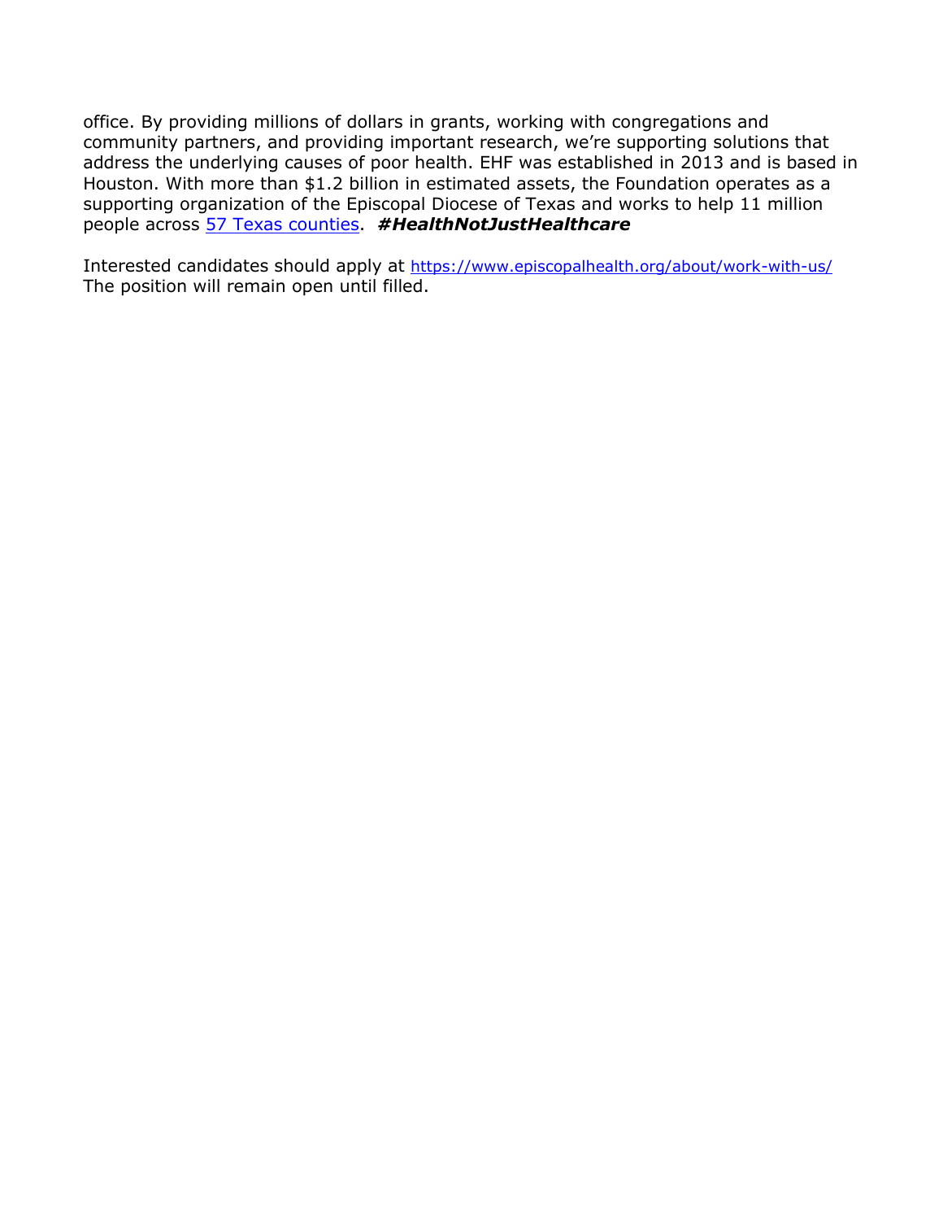office. By providing millions of dollars in grants, working with congregations and community partners, and providing important research, we're supporting solutions that address the underlying causes of poor health. EHF was established in 2013 and is based in Houston. With more than $1.2 billion in estimated assets, the Foundation operates as a supporting organization of the Episcopal Diocese of Texas and works to help 11 million people across [57 Texas counties](). ***#HealthNotJustHealthcare***

Interested candidates should apply at https://www.episcopalhealth.org/about/work-with-us/
The position will remain open until filled.